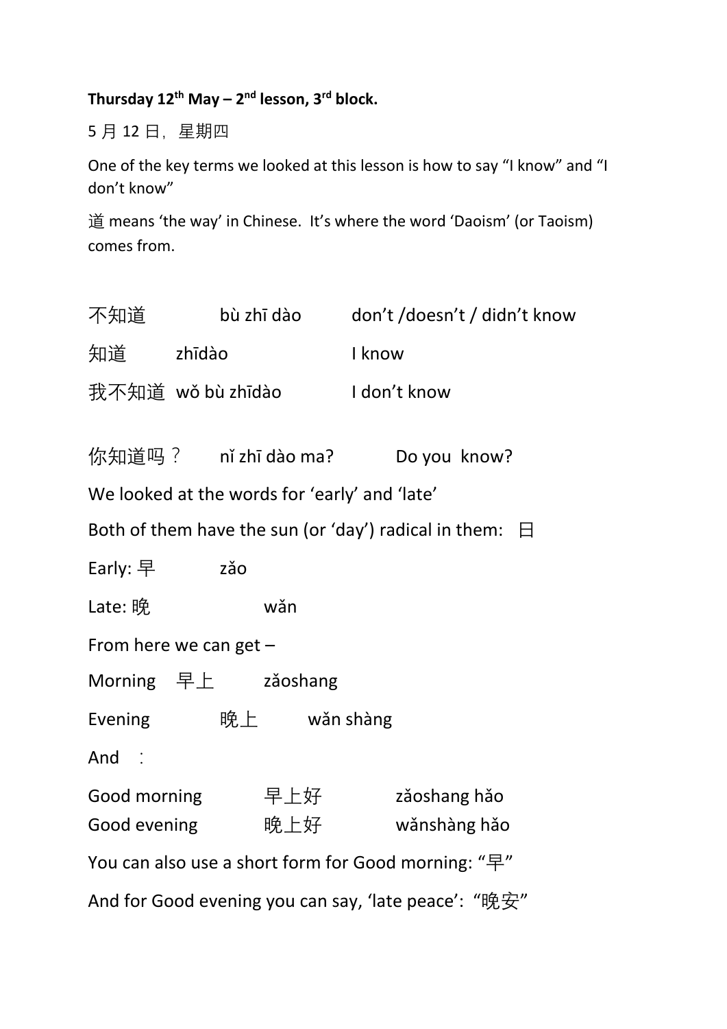**Thursday 12th May – 2nd lesson, 3rd block.**

5 月 12 日，星期四

One of the key terms we looked at this lesson is how to say “I know” and “I don’t know”

道 means ‘the way’ in Chinese. It’s where the word ‘Daoism’ (or Taoism) comes from.

不知道　　bù zhī dào　　don’t /doesn’t / didn’t know

知道　　zhīdào　　I know

我不知道　wǒ bù zhīdào　　I don’t know

你知道吗？　nǐ zhī dào ma?　　Do you know?

We looked at the words for ‘early’ and ‘late’

Both of them have the sun (or ‘day’) radical in them: 日

Early: 早　　zǎo

Late: 晚　　wǎn

From here we can get –

Morning　早上　　zǎoshang

Evening　　晚上　　wǎn shàng

And ：

Good morning　　早上好　　zǎoshang hǎo
Good evening　　晚上好　　wǎnshàng hǎo

You can also use a short form for Good morning: “早”

And for Good evening you can say, ‘late peace’: “晚安”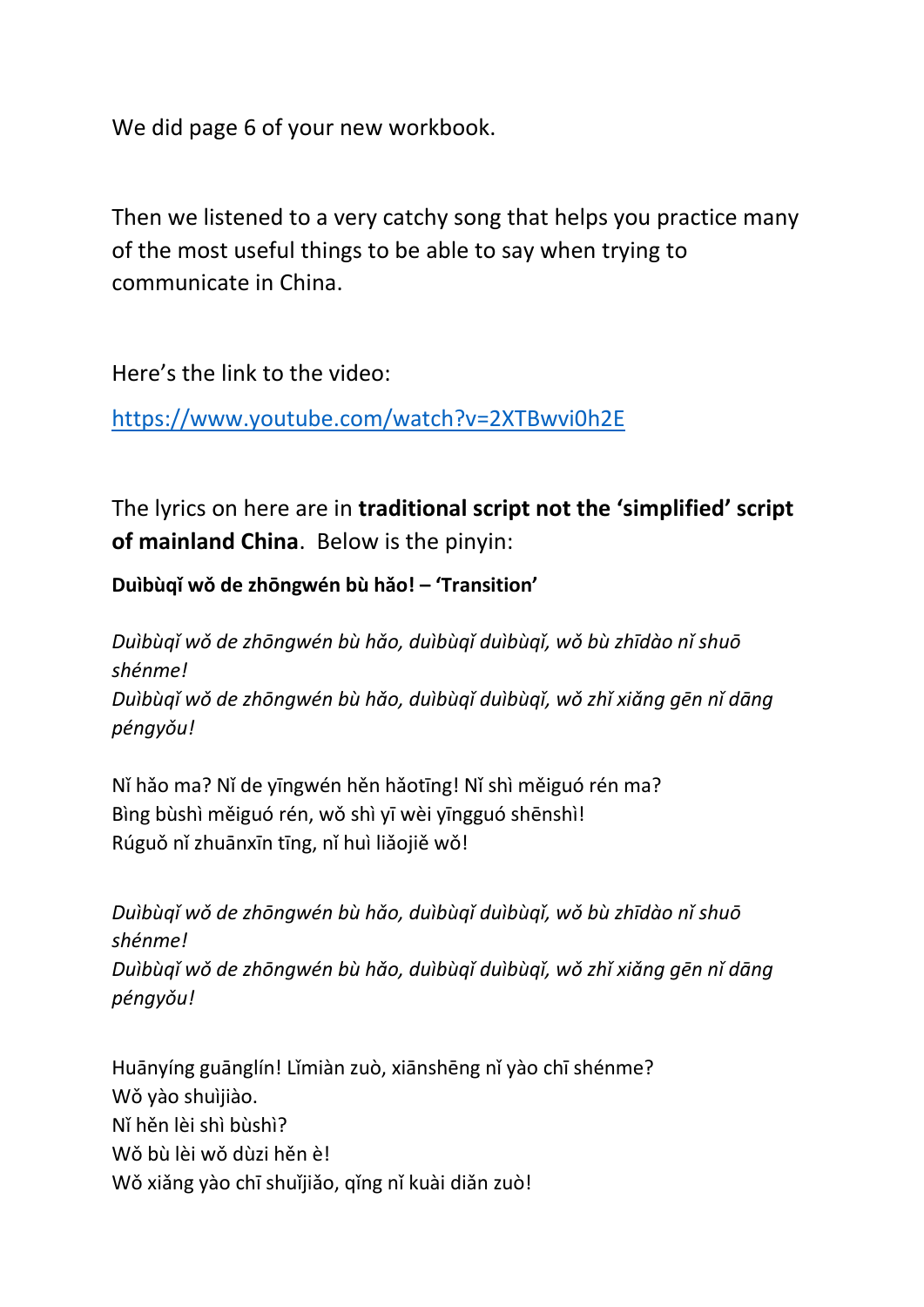We did page 6 of your new workbook.

Then we listened to a very catchy song that helps you practice many of the most useful things to be able to say when trying to communicate in China.

Here's the link to the video:

[https://www.youtube.com/watch?v=2XTBwvi0h2E](https://www.youtube.com/watch?v=2XTBwvi0h2E)

The lyrics on here are in **traditional script not the 'simplified' script of mainland China**. Below is the pinyin:

**Duìbùqǐ wǒ de zhōngwén bù hǎo! – 'Transition'**

*Duìbùqǐ wǒ de zhōngwén bù hǎo, duìbùqǐ duìbùqǐ, wǒ bù zhīdào nǐ shuō shénme!*
*Duìbùqǐ wǒ de zhōngwén bù hǎo, duìbùqǐ duìbùqǐ, wǒ zhǐ xiǎng gēn nǐ dāng péngyǒu!*

Nǐ hǎo ma? Nǐ de yīngwén hěn hǎotīng! Nǐ shì měiguó rén ma?
Bìng bùshì měiguó rén, wǒ shì yī wèi yīngguó shēnshì!
Rúguǒ nǐ zhuānxīn tīng, nǐ huì liǎojiě wǒ!

*Duìbùqǐ wǒ de zhōngwén bù hǎo, duìbùqǐ duìbùqǐ, wǒ bù zhīdào nǐ shuō shénme!*
*Duìbùqǐ wǒ de zhōngwén bù hǎo, duìbùqǐ duìbùqǐ, wǒ zhǐ xiǎng gēn nǐ dāng péngyǒu!*

Huānyíng guānglín! Lǐmiàn zuò, xiānshēng nǐ yào chī shénme?
Wǒ yào shuìjiào.
Nǐ hěn lèi shì bùshì?
Wǒ bù lèi wǒ dùzi hěn è!
Wǒ xiǎng yào chī shuǐjiǎo, qǐng nǐ kuài diǎn zuò!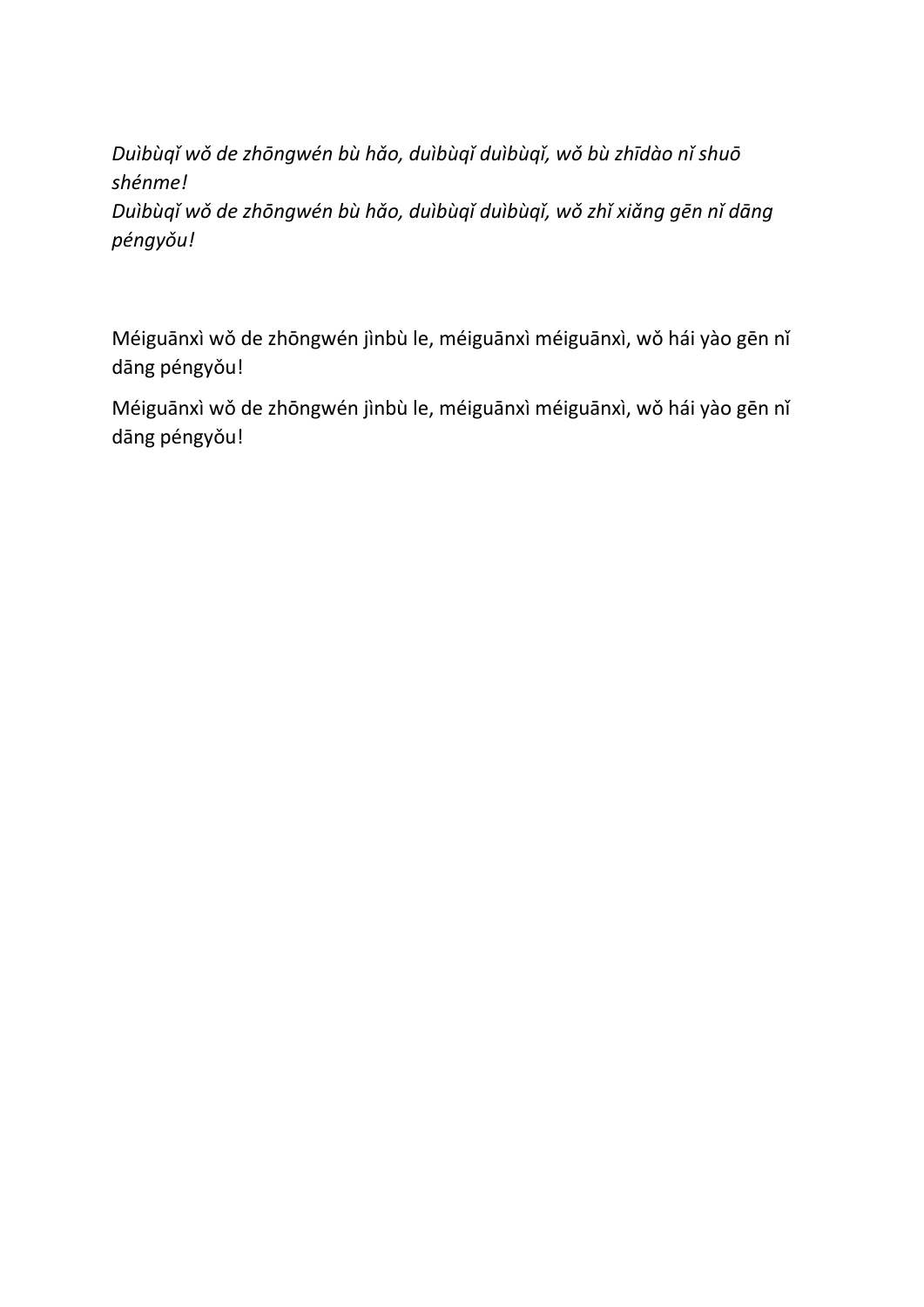*Duìbùqǐ wǒ de zhōngwén bù hǎo, duìbùqǐ duìbùqǐ, wǒ bù zhīdào nǐ shuō shénme!*
*Duìbùqǐ wǒ de zhōngwén bù hǎo, duìbùqǐ duìbùqǐ, wǒ zhǐ xiǎng gēn nǐ dāng péngyǒu!*

Méiguānxì wǒ de zhōngwén jìnbù le, méiguānxì méiguānxì, wǒ hái yào gēn nǐ dāng péngyǒu!

Méiguānxì wǒ de zhōngwén jìnbù le, méiguānxì méiguānxì, wǒ hái yào gēn nǐ dāng péngyǒu!